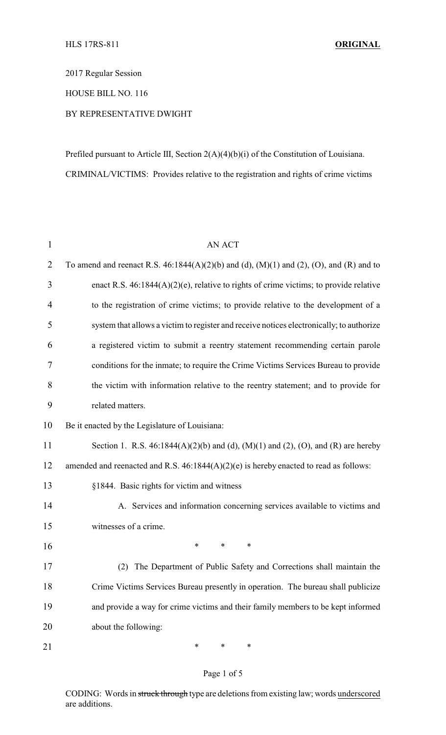HLS 17RS-811 **ORIGINAL**

2017 Regular Session

HOUSE BILL NO. 116

BY REPRESENTATIVE DWIGHT

Prefiled pursuant to Article III, Section 2(A)(4)(b)(i) of the Constitution of Louisiana.

CRIMINAL/VICTIMS: Provides relative to the registration and rights of crime victims

AN ACT

To amend and reenact R.S. 46:1844(A)(2)(b) and (d), (M)(1) and (2), (O), and (R) and to enact R.S. 46:1844(A)(2)(e), relative to rights of crime victims; to provide relative to the registration of crime victims; to provide relative to the development of a system that allows a victim to register and receive notices electronically; to authorize a registered victim to submit a reentry statement recommending certain parole conditions for the inmate; to require the Crime Victims Services Bureau to provide the victim with information relative to the reentry statement; and to provide for related matters.

Be it enacted by the Legislature of Louisiana:

Section 1. R.S. 46:1844(A)(2)(b) and (d), (M)(1) and (2), (O), and (R) are hereby amended and reenacted and R.S. 46:1844(A)(2)(e) is hereby enacted to read as follows:

§1844. Basic rights for victim and witness

A. Services and information concerning services available to victims and witnesses of a crime.

\* \* \*

(2) The Department of Public Safety and Corrections shall maintain the Crime Victims Services Bureau presently in operation. The bureau shall publicize and provide a way for crime victims and their family members to be kept informed about the following:

\* \* \*

CODING: Words in ~~struck through~~ type are deletions from existing law; words <u>underscored</u> are additions.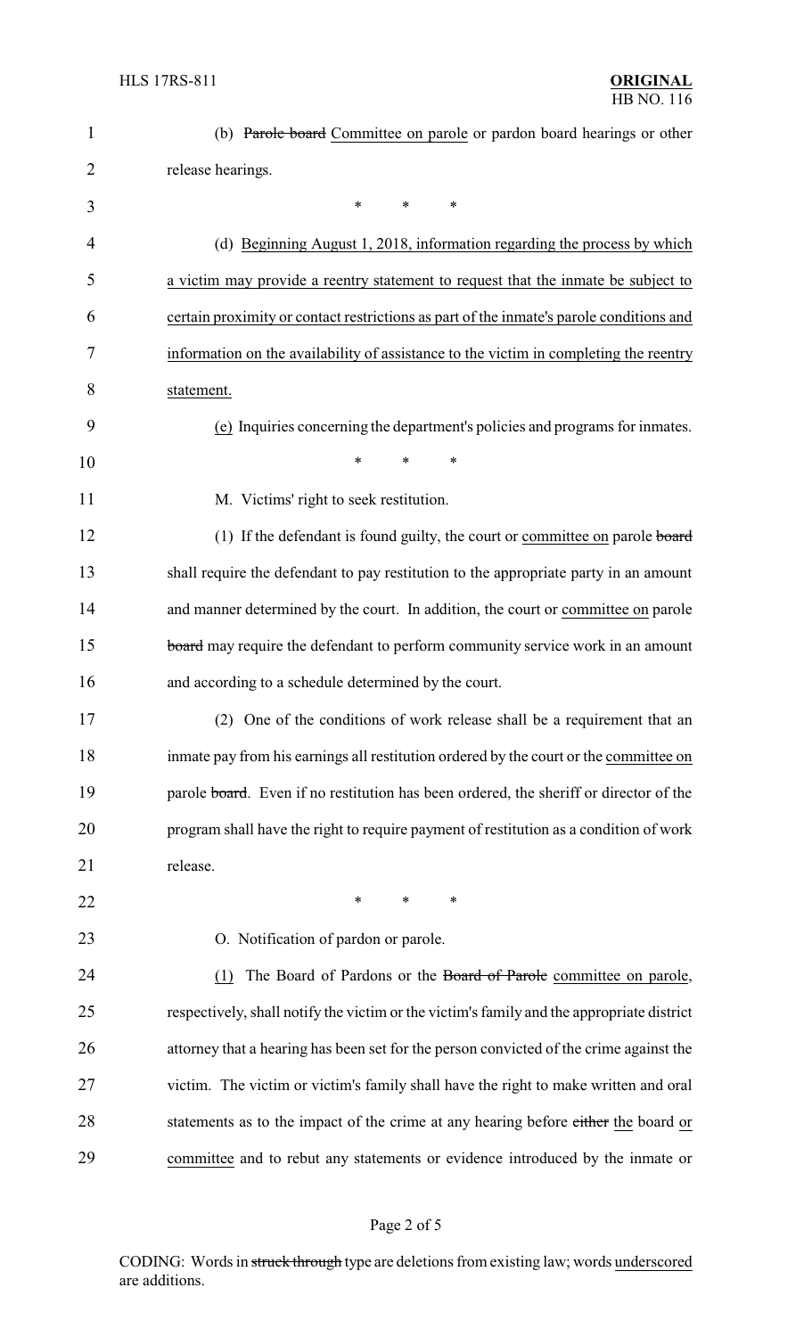(b) ~~Parole board~~ <u>Committee on parole</u> or pardon board hearings or other release hearings.

\* \* \*

(d) <u>Beginning August 1, 2018, information regarding the process by which a victim may provide a reentry statement to request that the inmate be subject to certain proximity or contact restrictions as part of the inmate's parole conditions and information on the availability of assistance to the victim in completing the reentry statement.</u>

<u>(e)</u> Inquiries concerning the department's policies and programs for inmates.

\* \* \*

M. Victims' right to seek restitution.

(1) If the defendant is found guilty, the court or <u>committee on</u> parole ~~board~~ shall require the defendant to pay restitution to the appropriate party in an amount and manner determined by the court. In addition, the court or <u>committee on</u> parole ~~board~~ may require the defendant to perform community service work in an amount and according to a schedule determined by the court.

(2) One of the conditions of work release shall be a requirement that an inmate pay from his earnings all restitution ordered by the court or the <u>committee on</u> parole ~~board~~. Even if no restitution has been ordered, the sheriff or director of the program shall have the right to require payment of restitution as a condition of work release.

\* \* \*

O. Notification of pardon or parole.

<u>(1)</u> The Board of Pardons or the ~~Board of Parole~~ <u>committee on parole</u>, respectively, shall notify the victim or the victim's family and the appropriate district attorney that a hearing has been set for the person convicted of the crime against the victim. The victim or victim's family shall have the right to make written and oral statements as to the impact of the crime at any hearing before ~~either~~ <u>the</u> board <u>or committee</u> and to rebut any statements or evidence introduced by the inmate or

CODING: Words in ~~struck through~~ type are deletions from existing law; words <u>underscored</u> are additions.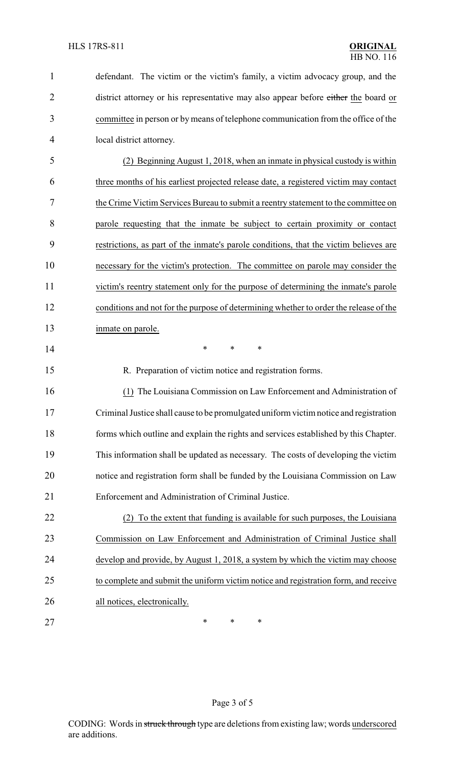defendant. The victim or the victim's family, a victim advocacy group, and the district attorney or his representative may also appear before ~~either~~ the board or committee in person or by means of telephone communication from the office of the local district attorney.

(2) Beginning August 1, 2018, when an inmate in physical custody is within three months of his earliest projected release date, a registered victim may contact the Crime Victim Services Bureau to submit a reentry statement to the committee on parole requesting that the inmate be subject to certain proximity or contact restrictions, as part of the inmate's parole conditions, that the victim believes are necessary for the victim's protection. The committee on parole may consider the victim's reentry statement only for the purpose of determining the inmate's parole conditions and not for the purpose of determining whether to order the release of the inmate on parole.

\* \* \*

R. Preparation of victim notice and registration forms.

(1) The Louisiana Commission on Law Enforcement and Administration of Criminal Justice shall cause to be promulgated uniform victim notice and registration forms which outline and explain the rights and services established by this Chapter. This information shall be updated as necessary. The costs of developing the victim notice and registration form shall be funded by the Louisiana Commission on Law Enforcement and Administration of Criminal Justice.

(2) To the extent that funding is available for such purposes, the Louisiana Commission on Law Enforcement and Administration of Criminal Justice shall develop and provide, by August 1, 2018, a system by which the victim may choose to complete and submit the uniform victim notice and registration form, and receive all notices, electronically.

\* \* \*

CODING: Words in ~~struck through~~ type are deletions from existing law; words underscored are additions.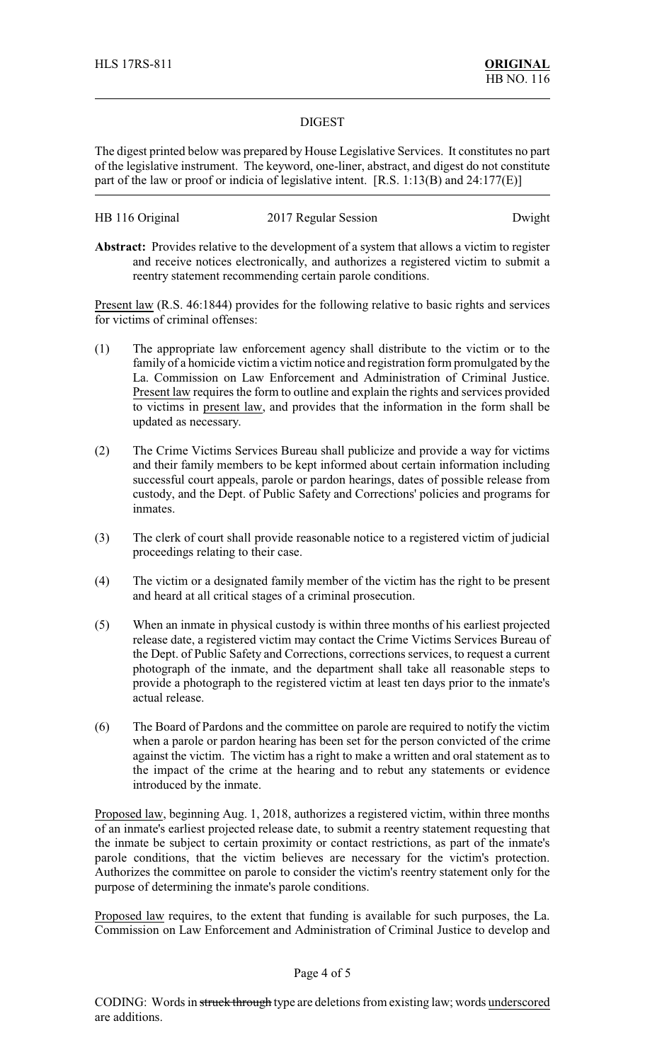## DIGEST

The digest printed below was prepared by House Legislative Services. It constitutes no part of the legislative instrument. The keyword, one-liner, abstract, and digest do not constitute part of the law or proof or indicia of legislative intent. [R.S. 1:13(B) and 24:177(E)]

| HB 116 Original | 2017 Regular Session | Dwight |
|---|---|---|

**Abstract:** Provides relative to the development of a system that allows a victim to register and receive notices electronically, and authorizes a registered victim to submit a reentry statement recommending certain parole conditions.

Present law (R.S. 46:1844) provides for the following relative to basic rights and services for victims of criminal offenses:

(1) The appropriate law enforcement agency shall distribute to the victim or to the family of a homicide victim a victim notice and registration form promulgated by the La. Commission on Law Enforcement and Administration of Criminal Justice. Present law requires the form to outline and explain the rights and services provided to victims in present law, and provides that the information in the form shall be updated as necessary.

(2) The Crime Victims Services Bureau shall publicize and provide a way for victims and their family members to be kept informed about certain information including successful court appeals, parole or pardon hearings, dates of possible release from custody, and the Dept. of Public Safety and Corrections' policies and programs for inmates.

(3) The clerk of court shall provide reasonable notice to a registered victim of judicial proceedings relating to their case.

(4) The victim or a designated family member of the victim has the right to be present and heard at all critical stages of a criminal prosecution.

(5) When an inmate in physical custody is within three months of his earliest projected release date, a registered victim may contact the Crime Victims Services Bureau of the Dept. of Public Safety and Corrections, corrections services, to request a current photograph of the inmate, and the department shall take all reasonable steps to provide a photograph to the registered victim at least ten days prior to the inmate's actual release.

(6) The Board of Pardons and the committee on parole are required to notify the victim when a parole or pardon hearing has been set for the person convicted of the crime against the victim. The victim has a right to make a written and oral statement as to the impact of the crime at the hearing and to rebut any statements or evidence introduced by the inmate.

Proposed law, beginning Aug. 1, 2018, authorizes a registered victim, within three months of an inmate's earliest projected release date, to submit a reentry statement requesting that the inmate be subject to certain proximity or contact restrictions, as part of the inmate's parole conditions, that the victim believes are necessary for the victim's protection. Authorizes the committee on parole to consider the victim's reentry statement only for the purpose of determining the inmate's parole conditions.

Proposed law requires, to the extent that funding is available for such purposes, the La. Commission on Law Enforcement and Administration of Criminal Justice to develop and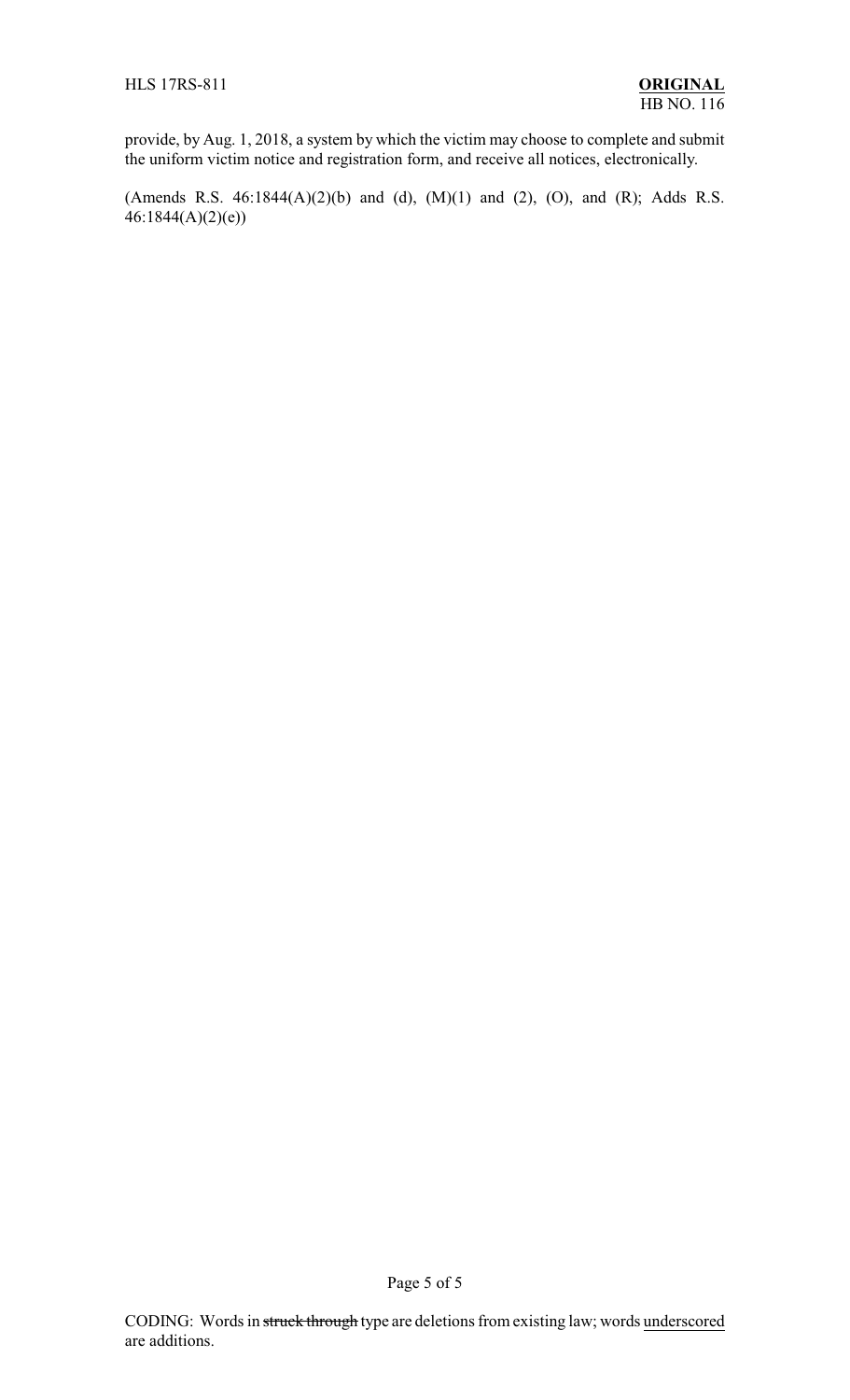provide, by Aug. 1, 2018, a system by which the victim may choose to complete and submit the uniform victim notice and registration form, and receive all notices, electronically.

(Amends R.S. 46:1844(A)(2)(b) and (d), (M)(1) and (2), (O), and (R); Adds R.S. 46:1844(A)(2)(e))